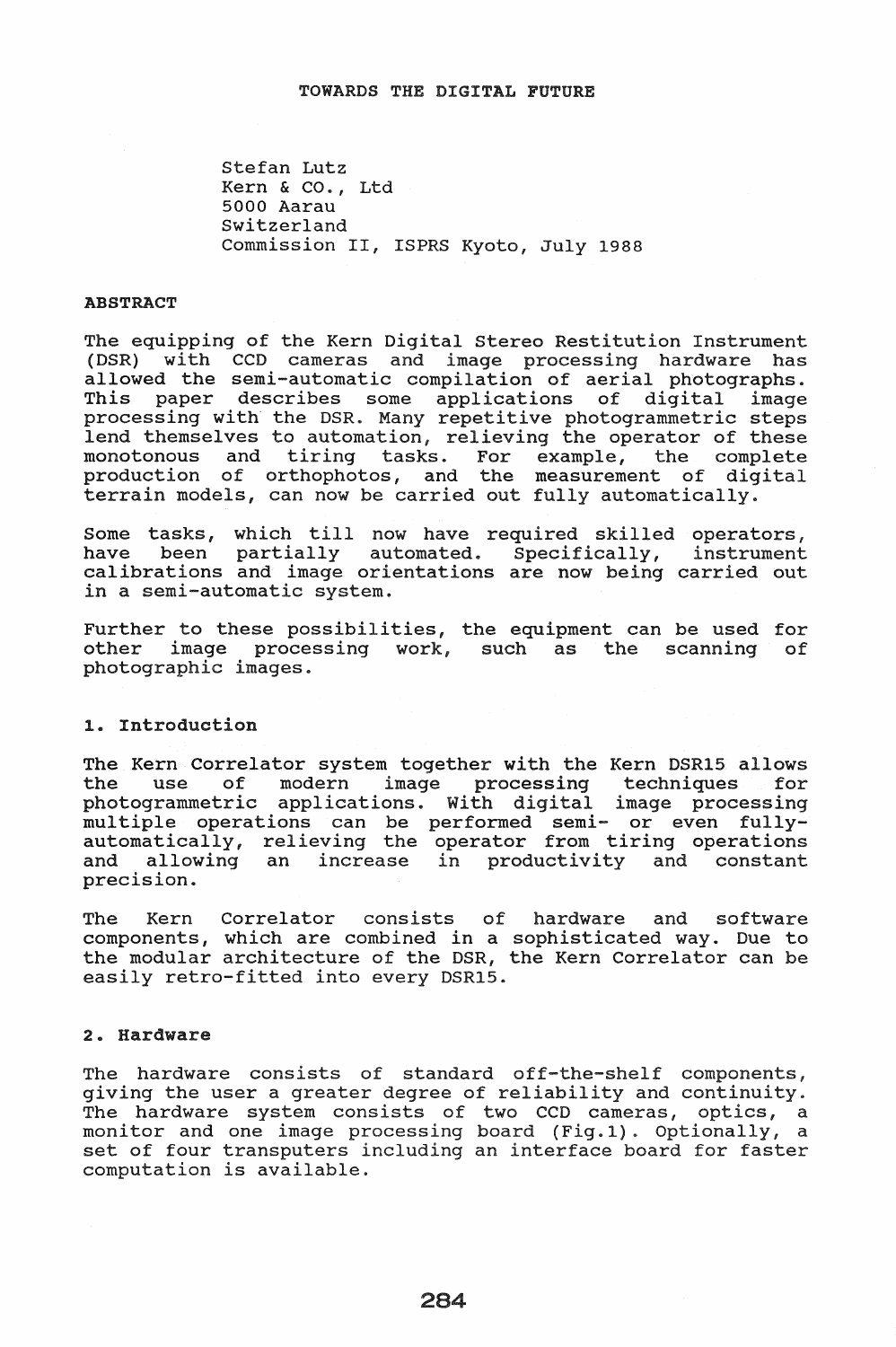# TOWARDS THE DIGITAL FUTURE

Stefan Lutz
Kern & CO., Ltd
5000 Aarau
Switzerland
Commission II, ISPRS Kyoto, July 1988

**ABSTRACT**

The equipping of the Kern Digital Stereo Restitution Instrument (DSR) with CCD cameras and image processing hardware has allowed the semi-automatic compilation of aerial photographs. This paper describes some applications of digital image processing with the DSR. Many repetitive photogrammetric steps lend themselves to automation, relieving the operator of these monotonous and tiring tasks. For example, the complete production of orthophotos, and the measurement of digital terrain models, can now be carried out fully automatically.

Some tasks, which till now have required skilled operators, have been partially automated. Specifically, instrument calibrations and image orientations are now being carried out in a semi-automatic system.

Further to these possibilities, the equipment can be used for other image processing work, such as the scanning of photographic images.

## 1. Introduction

The Kern Correlator system together with the Kern DSR15 allows the use of modern image processing techniques for photogrammetric applications. With digital image processing multiple operations can be performed semi- or even fully-automatically, relieving the operator from tiring operations and allowing an increase in productivity and constant precision.

The Kern Correlator consists of hardware and software components, which are combined in a sophisticated way. Due to the modular architecture of the DSR, the Kern Correlator can be easily retro-fitted into every DSR15.

## 2. Hardware

The hardware consists of standard off-the-shelf components, giving the user a greater degree of reliability and continuity. The hardware system consists of two CCD cameras, optics, a monitor and one image processing board (Fig.1). Optionally, a set of four transputers including an interface board for faster computation is available.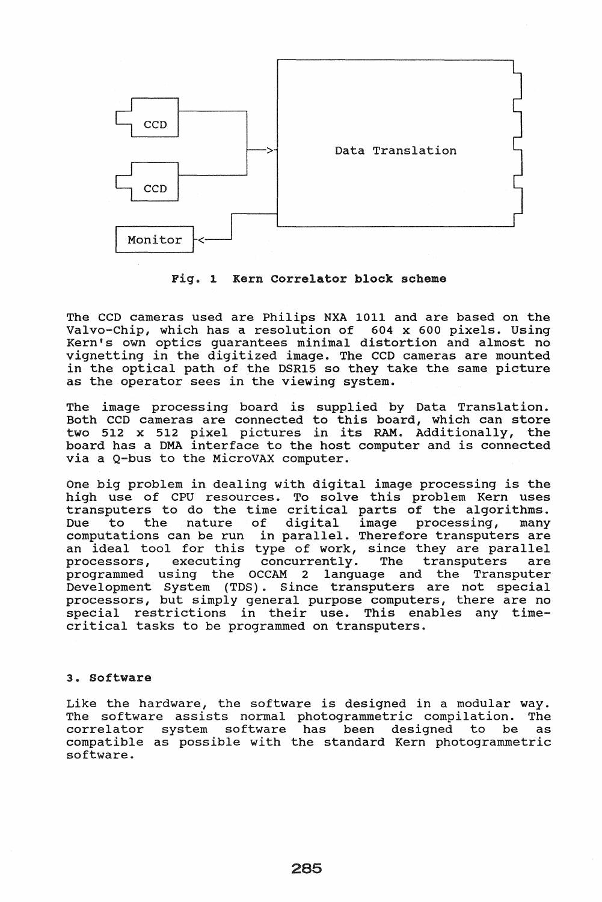CCD

CCD

Data Translation

Monitor

**Fig. 1 Kern Correlator block scheme**

The CCD cameras used are Philips NXA 1011 and are based on the Valvo-Chip, which has a resolution of 604 x 600 pixels. Using Kern's own optics guarantees minimal distortion and almost no vignetting in the digitized image. The CCD cameras are mounted in the optical path of the DSR15 so they take the same picture as the operator sees in the viewing system.

The image processing board is supplied by Data Translation. Both CCD cameras are connected to this board, which can store two 512 x 512 pixel pictures in its RAM. Additionally, the board has a DMA interface to the host computer and is connected via a Q-bus to the MicroVAX computer.

One big problem in dealing with digital image processing is the high use of CPU resources. To solve this problem Kern uses transputers to do the time critical parts of the algorithms. Due to the nature of digital image processing, many computations can be run in parallel. Therefore transputers are an ideal tool for this type of work, since they are parallel processors, executing concurrently. The transputers are programmed using the OCCAM 2 language and the Transputer Development System (TDS). Since transputers are not special processors, but simply general purpose computers, there are no special restrictions in their use. This enables any time-critical tasks to be programmed on transputers.

## 3. Software

Like the hardware, the software is designed in a modular way. The software assists normal photogrammetric compilation. The correlator system software has been designed to be as compatible as possible with the standard Kern photogrammetric software.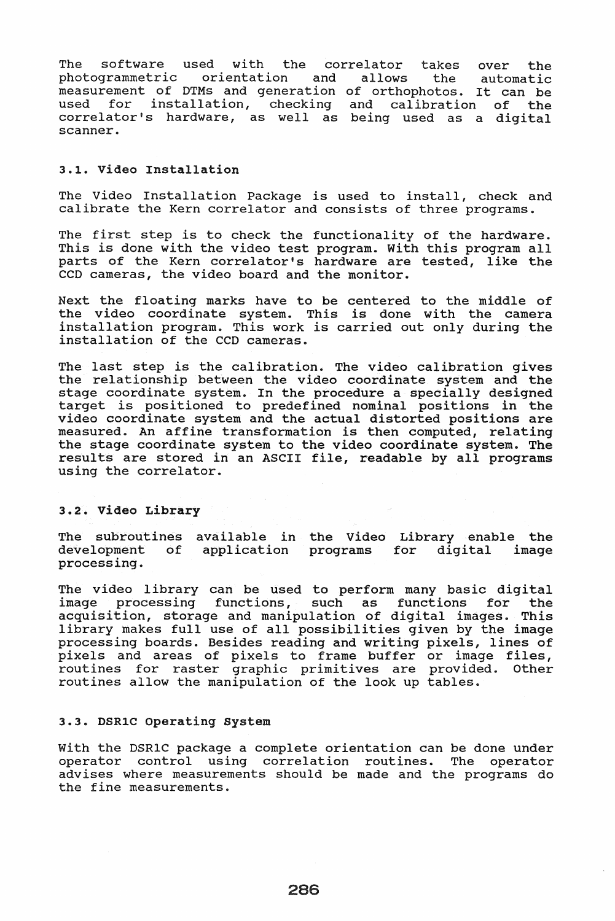The software used with the correlator takes over the photogrammetric orientation and allows the automatic measurement of DTMs and generation of orthophotos. It can be used for installation, checking and calibration of the correlator's hardware, as well as being used as a digital scanner.

### 3.1. Video Installation

The Video Installation Package is used to install, check and calibrate the Kern correlator and consists of three programs.

The first step is to check the functionality of the hardware. This is done with the video test program. With this program all parts of the Kern correlator's hardware are tested, like the CCD cameras, the video board and the monitor.

Next the floating marks have to be centered to the middle of the video coordinate system. This is done with the camera installation program. This work is carried out only during the installation of the CCD cameras.

The last step is the calibration. The video calibration gives the relationship between the video coordinate system and the stage coordinate system. In the procedure a specially designed target is positioned to predefined nominal positions in the video coordinate system and the actual distorted positions are measured. An affine transformation is then computed, relating the stage coordinate system to the video coordinate system. The results are stored in an ASCII file, readable by all programs using the correlator.

### 3.2. Video Library

The subroutines available in the Video Library enable the development of application programs for digital image processing.

The video library can be used to perform many basic digital image processing functions, such as functions for the acquisition, storage and manipulation of digital images. This library makes full use of all possibilities given by the image processing boards. Besides reading and writing pixels, lines of pixels and areas of pixels to frame buffer or image files, routines for raster graphic primitives are provided. Other routines allow the manipulation of the look up tables.

### 3.3. DSR1C Operating System

With the DSR1C package a complete orientation can be done under operator control using correlation routines. The operator advises where measurements should be made and the programs do the fine measurements.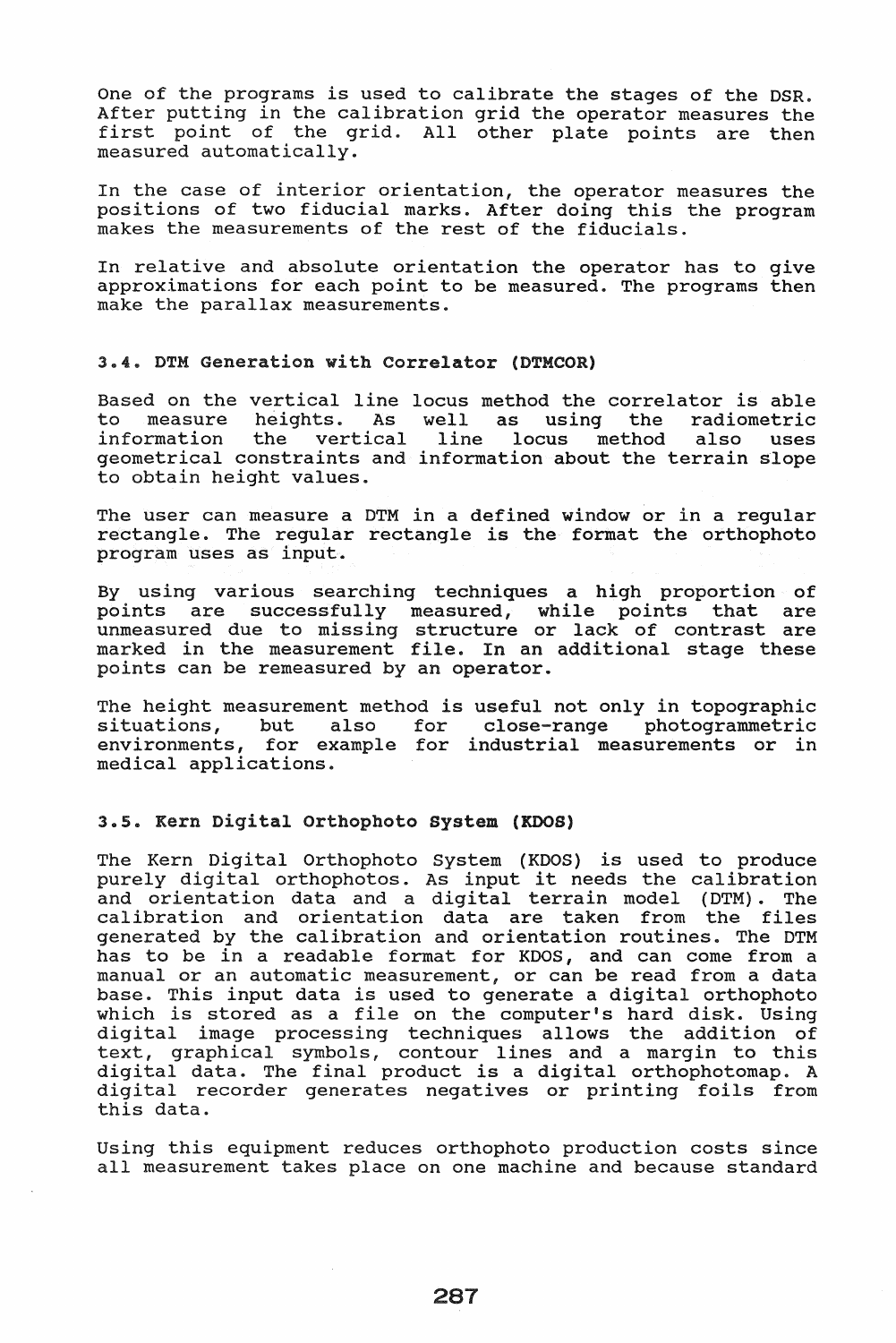One of the programs is used to calibrate the stages of the DSR. After putting in the calibration grid the operator measures the first point of the grid. All other plate points are then measured automatically.

In the case of interior orientation, the operator measures the positions of two fiducial marks. After doing this the program makes the measurements of the rest of the fiducials.

In relative and absolute orientation the operator has to give approximations for each point to be measured. The programs then make the parallax measurements.

### 3.4. DTM Generation with Correlator (DTMCOR)

Based on the vertical line locus method the correlator is able to measure heights. As well as using the radiometric information the vertical line locus method also uses geometrical constraints and information about the terrain slope to obtain height values.

The user can measure a DTM in a defined window or in a regular rectangle. The regular rectangle is the format the orthophoto program uses as input.

By using various searching techniques a high proportion of points are successfully measured, while points that are unmeasured due to missing structure or lack of contrast are marked in the measurement file. In an additional stage these points can be remeasured by an operator.

The height measurement method is useful not only in topographic situations, but also for close-range photogrammetric environments, for example for industrial measurements or in medical applications.

### 3.5. Kern Digital Orthophoto System (KDOS)

The Kern Digital Orthophoto System (KDOS) is used to produce purely digital orthophotos. As input it needs the calibration and orientation data and a digital terrain model (DTM). The calibration and orientation data are taken from the files generated by the calibration and orientation routines. The DTM has to be in a readable format for KDOS, and can come from a manual or an automatic measurement, or can be read from a data base. This input data is used to generate a digital orthophoto which is stored as a file on the computer's hard disk. Using digital image processing techniques allows the addition of text, graphical symbols, contour lines and a margin to this digital data. The final product is a digital orthophotomap. A digital recorder generates negatives or printing foils from this data.

Using this equipment reduces orthophoto production costs since all measurement takes place on one machine and because standard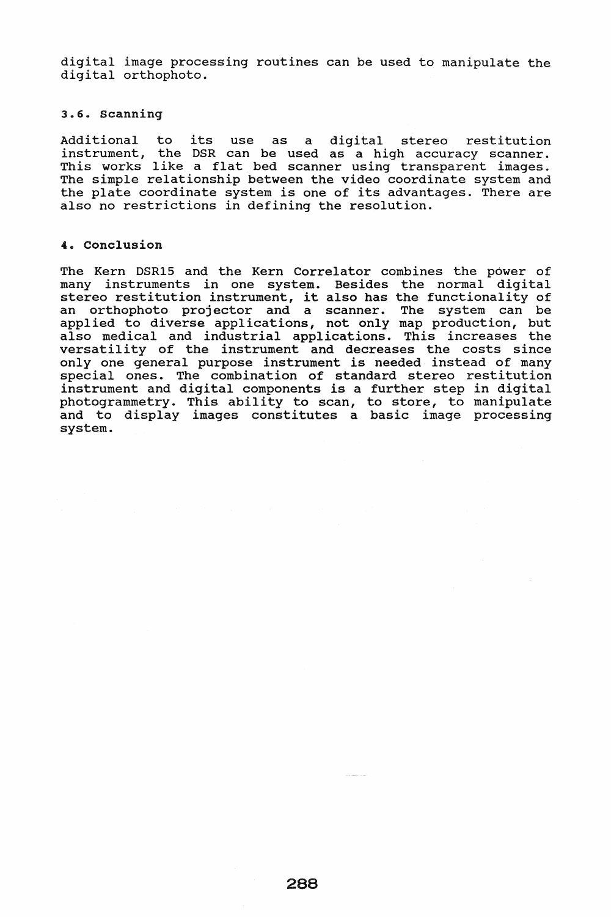digital image processing routines can be used to manipulate the digital orthophoto.

### 3.6. Scanning

Additional to its use as a digital stereo restitution instrument, the DSR can be used as a high accuracy scanner. This works like a flat bed scanner using transparent images. The simple relationship between the video coordinate system and the plate coordinate system is one of its advantages. There are also no restrictions in defining the resolution.

## 4. Conclusion

The Kern DSR15 and the Kern Correlator combines the power of many instruments in one system. Besides the normal digital stereo restitution instrument, it also has the functionality of an orthophoto projector and a scanner. The system can be applied to diverse applications, not only map production, but also medical and industrial applications. This increases the versatility of the instrument and decreases the costs since only one general purpose instrument is needed instead of many special ones. The combination of standard stereo restitution instrument and digital components is a further step in digital photogrammetry. This ability to scan, to store, to manipulate and to display images constitutes a basic image processing system.